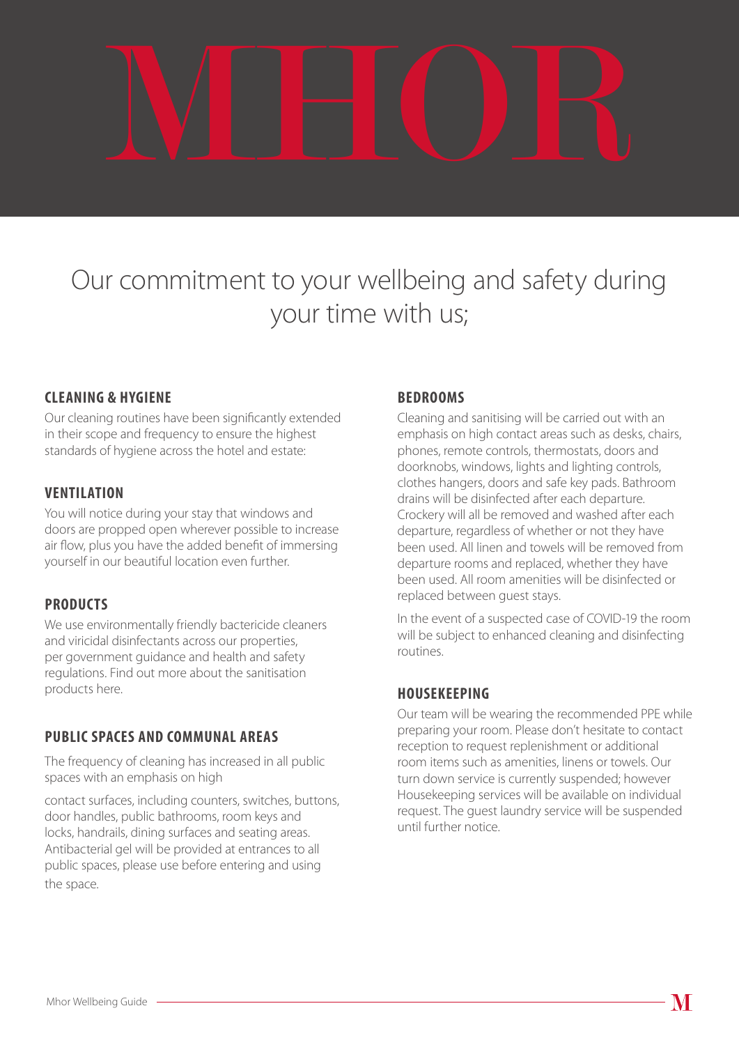# MHOR

## Our commitment to your wellbeing and safety during your time with us;

### CLEANING & HYGIENE

Our cleaning routines have been significantly extended in their scope and frequency to ensure the highest standards of hygiene across the hotel and estate:

### VENTILATION

You will notice during your stay that windows and doors are propped open wherever possible to increase air flow, plus you have the added benefit of immersing yourself in our beautiful location even further.

### PRODUCTS

We use environmentally friendly bactericide cleaners and viricidal disinfectants across our properties, per government guidance and health and safety regulations. Find out more about the sanitisation products here.

### PUBLIC SPACES AND COMMUNAL AREAS

The frequency of cleaning has increased in all public spaces with an emphasis on high

contact surfaces, including counters, switches, buttons, door handles, public bathrooms, room keys and locks, handrails, dining surfaces and seating areas. Antibacterial gel will be provided at entrances to all public spaces, please use before entering and using the space.

### BEDROOMS

Cleaning and sanitising will be carried out with an emphasis on high contact areas such as desks, chairs, phones, remote controls, thermostats, doors and doorknobs, windows, lights and lighting controls, clothes hangers, doors and safe key pads. Bathroom drains will be disinfected after each departure. Crockery will all be removed and washed after each departure, regardless of whether or not they have been used. All linen and towels will be removed from departure rooms and replaced, whether they have been used. All room amenities will be disinfected or replaced between guest stays.

In the event of a suspected case of COVID-19 the room will be subject to enhanced cleaning and disinfecting routines.

### HOUSEKEEPING

Our team will be wearing the recommended PPE while preparing your room. Please don't hesitate to contact reception to request replenishment or additional room items such as amenities, linens or towels. Our turn down service is currently suspended; however Housekeeping services will be available on individual request. The guest laundry service will be suspended until further notice.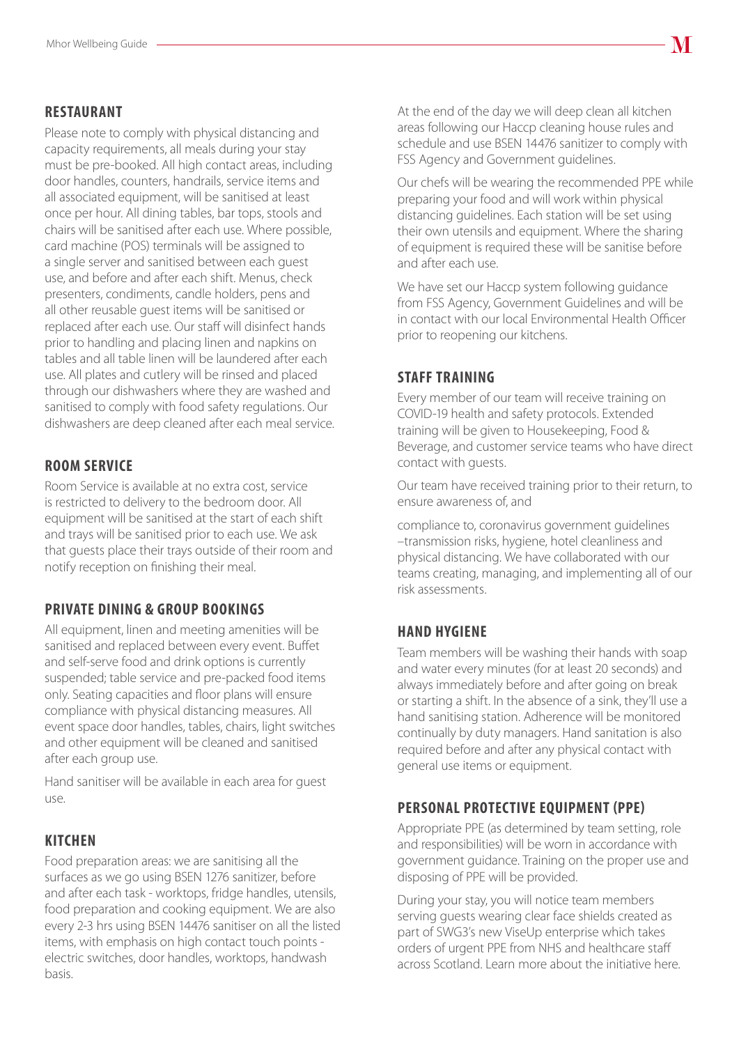## RESTAURANT

Please note to comply with physical distancing and capacity requirements, all meals during your stay must be pre-booked. All high contact areas, including door handles, counters, handrails, service items and all associated equipment, will be sanitised at least once per hour. All dining tables, bar tops, stools and chairs will be sanitised after each use. Where possible, card machine (POS) terminals will be assigned to a single server and sanitised between each guest use, and before and after each shift. Menus, check presenters, condiments, candle holders, pens and all other reusable guest items will be sanitised or replaced after each use. Our staff will disinfect hands prior to handling and placing linen and napkins on tables and all table linen will be laundered after each use. All plates and cutlery will be rinsed and placed through our dishwashers where they are washed and sanitised to comply with food safety regulations. Our dishwashers are deep cleaned after each meal service.

## ROOM SERVICE

Room Service is available at no extra cost, service is restricted to delivery to the bedroom door. All equipment will be sanitised at the start of each shift and trays will be sanitised prior to each use. We ask that guests place their trays outside of their room and notify reception on finishing their meal.

## PRIVATE DINING & GROUP BOOKINGS

All equipment, linen and meeting amenities will be sanitised and replaced between every event. Buffet and self-serve food and drink options is currently suspended; table service and pre-packed food items only. Seating capacities and floor plans will ensure compliance with physical distancing measures. All event space door handles, tables, chairs, light switches and other equipment will be cleaned and sanitised after each group use.

Hand sanitiser will be available in each area for guest use.

## KITCHEN

Food preparation areas: we are sanitising all the surfaces as we go using BSEN 1276 sanitizer, before and after each task - worktops, fridge handles, utensils, food preparation and cooking equipment. We are also every 2-3 hrs using BSEN 14476 sanitiser on all the listed items, with emphasis on high contact touch points - electric switches, door handles, worktops, handwash basis.

At the end of the day we will deep clean all kitchen areas following our Haccp cleaning house rules and schedule and use BSEN 14476 sanitizer to comply with FSS Agency and Government guidelines.

Our chefs will be wearing the recommended PPE while preparing your food and will work within physical distancing guidelines. Each station will be set using their own utensils and equipment. Where the sharing of equipment is required these will be sanitise before and after each use.

We have set our Haccp system following guidance from FSS Agency, Government Guidelines and will be in contact with our local Environmental Health Officer prior to reopening our kitchens.

## STAFF TRAINING

Every member of our team will receive training on COVID-19 health and safety protocols. Extended training will be given to Housekeeping, Food & Beverage, and customer service teams who have direct contact with guests.

Our team have received training prior to their return, to ensure awareness of, and

compliance to, coronavirus government guidelines –transmission risks, hygiene, hotel cleanliness and physical distancing. We have collaborated with our teams creating, managing, and implementing all of our risk assessments.

## HAND HYGIENE

Team members will be washing their hands with soap and water every minutes (for at least 20 seconds) and always immediately before and after going on break or starting a shift. In the absence of a sink, they'll use a hand sanitising station. Adherence will be monitored continually by duty managers. Hand sanitation is also required before and after any physical contact with general use items or equipment.

## PERSONAL PROTECTIVE EQUIPMENT (PPE)

Appropriate PPE (as determined by team setting, role and responsibilities) will be worn in accordance with government guidance. Training on the proper use and disposing of PPE will be provided.

During your stay, you will notice team members serving guests wearing clear face shields created as part of SWG3's new ViseUp enterprise which takes orders of urgent PPE from NHS and healthcare staff across Scotland. Learn more about the initiative here.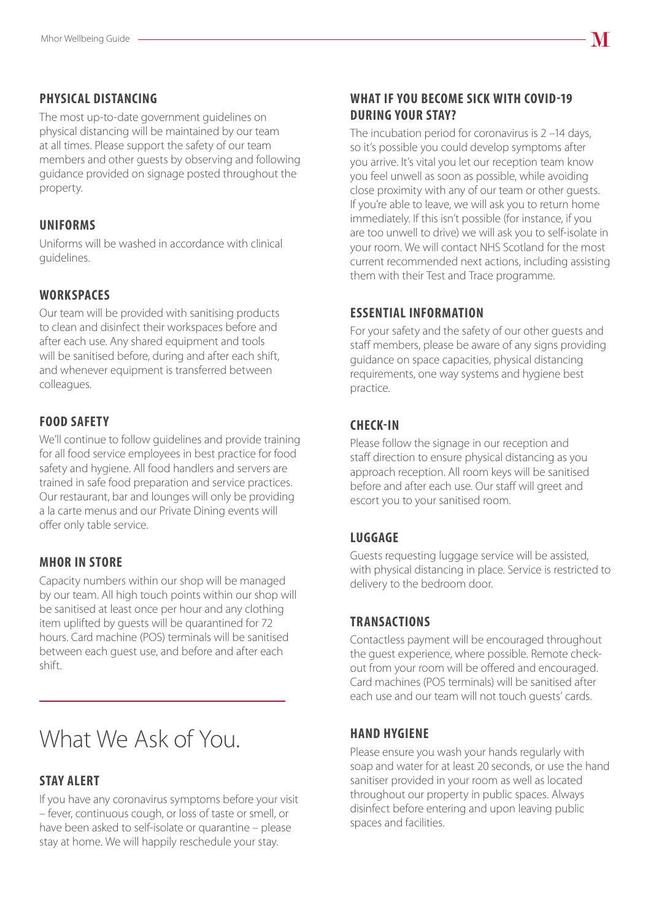### PHYSICAL DISTANCING

The most up-to-date government guidelines on physical distancing will be maintained by our team at all times. Please support the safety of our team members and other guests by observing and following guidance provided on signage posted throughout the property.

### UNIFORMS

Uniforms will be washed in accordance with clinical guidelines.

### WORKSPACES

Our team will be provided with sanitising products to clean and disinfect their workspaces before and after each use. Any shared equipment and tools will be sanitised before, during and after each shift, and whenever equipment is transferred between colleagues.

### FOOD SAFETY

We'll continue to follow guidelines and provide training for all food service employees in best practice for food safety and hygiene. All food handlers and servers are trained in safe food preparation and service practices. Our restaurant, bar and lounges will only be providing a la carte menus and our Private Dining events will offer only table service.

### MHOR IN STORE

Capacity numbers within our shop will be managed by our team. All high touch points within our shop will be sanitised at least once per hour and any clothing item uplifted by guests will be quarantined for 72 hours. Card machine (POS) terminals will be sanitised between each guest use, and before and after each shift.

## What We Ask of You.

### STAY ALERT

If you have any coronavirus symptoms before your visit – fever, continuous cough, or loss of taste or smell, or have been asked to self-isolate or quarantine – please stay at home. We will happily reschedule your stay.

### WHAT IF YOU BECOME SICK WITH COVID-19 DURING YOUR STAY?

The incubation period for coronavirus is 2 –14 days, so it's possible you could develop symptoms after you arrive. It's vital you let our reception team know you feel unwell as soon as possible, while avoiding close proximity with any of our team or other guests. If you're able to leave, we will ask you to return home immediately. If this isn't possible (for instance, if you are too unwell to drive) we will ask you to self-isolate in your room. We will contact NHS Scotland for the most current recommended next actions, including assisting them with their Test and Trace programme.

### ESSENTIAL INFORMATION

For your safety and the safety of our other guests and staff members, please be aware of any signs providing guidance on space capacities, physical distancing requirements, one way systems and hygiene best practice.

### CHECK-IN

Please follow the signage in our reception and staff direction to ensure physical distancing as you approach reception. All room keys will be sanitised before and after each use. Our staff will greet and escort you to your sanitised room.

### LUGGAGE

Guests requesting luggage service will be assisted, with physical distancing in place. Service is restricted to delivery to the bedroom door.

### TRANSACTIONS

Contactless payment will be encouraged throughout the guest experience, where possible. Remote check-out from your room will be offered and encouraged. Card machines (POS terminals) will be sanitised after each use and our team will not touch guests' cards.

### HAND HYGIENE

Please ensure you wash your hands regularly with soap and water for at least 20 seconds, or use the hand sanitiser provided in your room as well as located throughout our property in public spaces. Always disinfect before entering and upon leaving public spaces and facilities.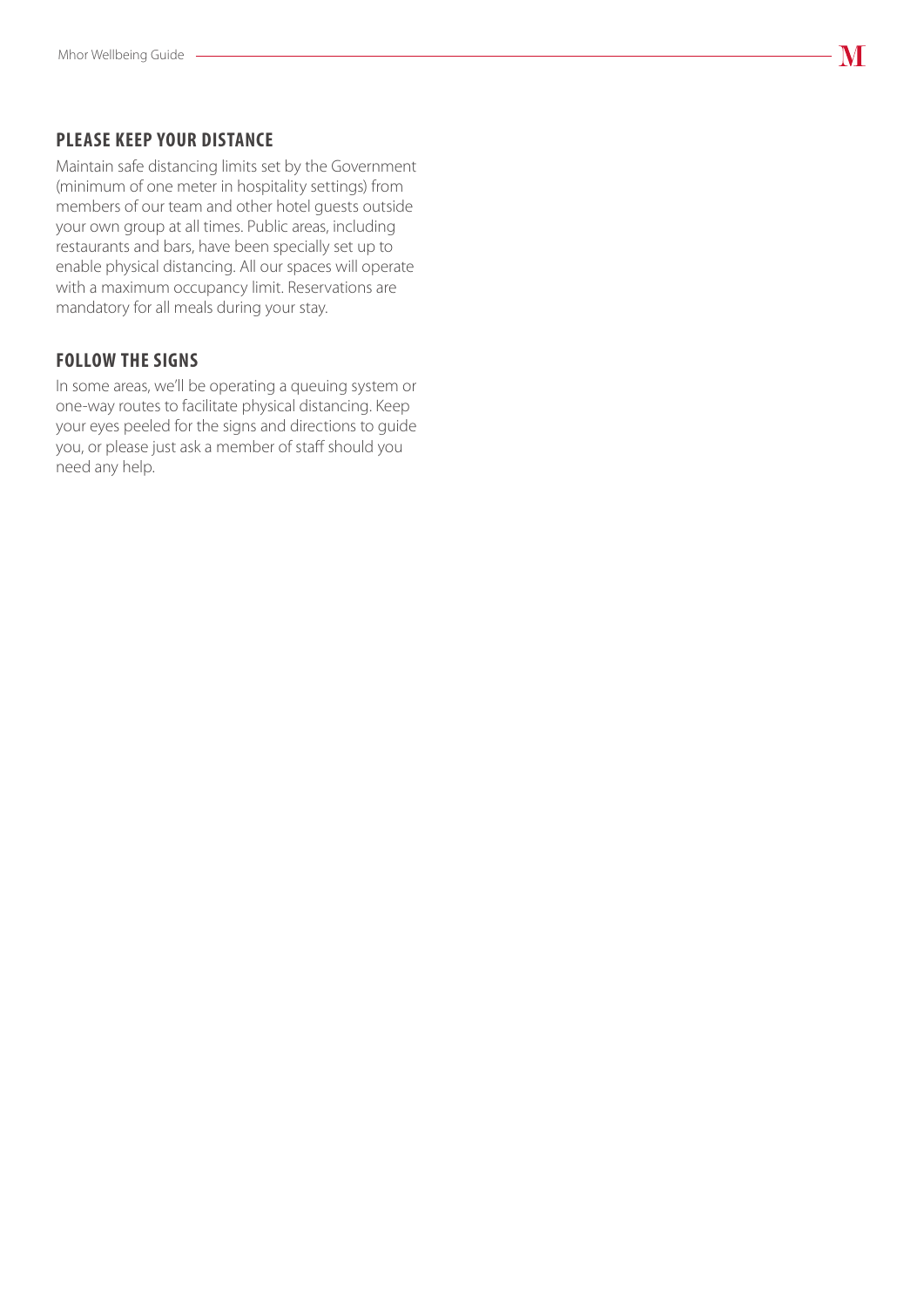## PLEASE KEEP YOUR DISTANCE

Maintain safe distancing limits set by the Government (minimum of one meter in hospitality settings) from members of our team and other hotel guests outside your own group at all times. Public areas, including restaurants and bars, have been specially set up to enable physical distancing. All our spaces will operate with a maximum occupancy limit. Reservations are mandatory for all meals during your stay.

## FOLLOW THE SIGNS

In some areas, we'll be operating a queuing system or one-way routes to facilitate physical distancing. Keep your eyes peeled for the signs and directions to guide you, or please just ask a member of staff should you need any help.